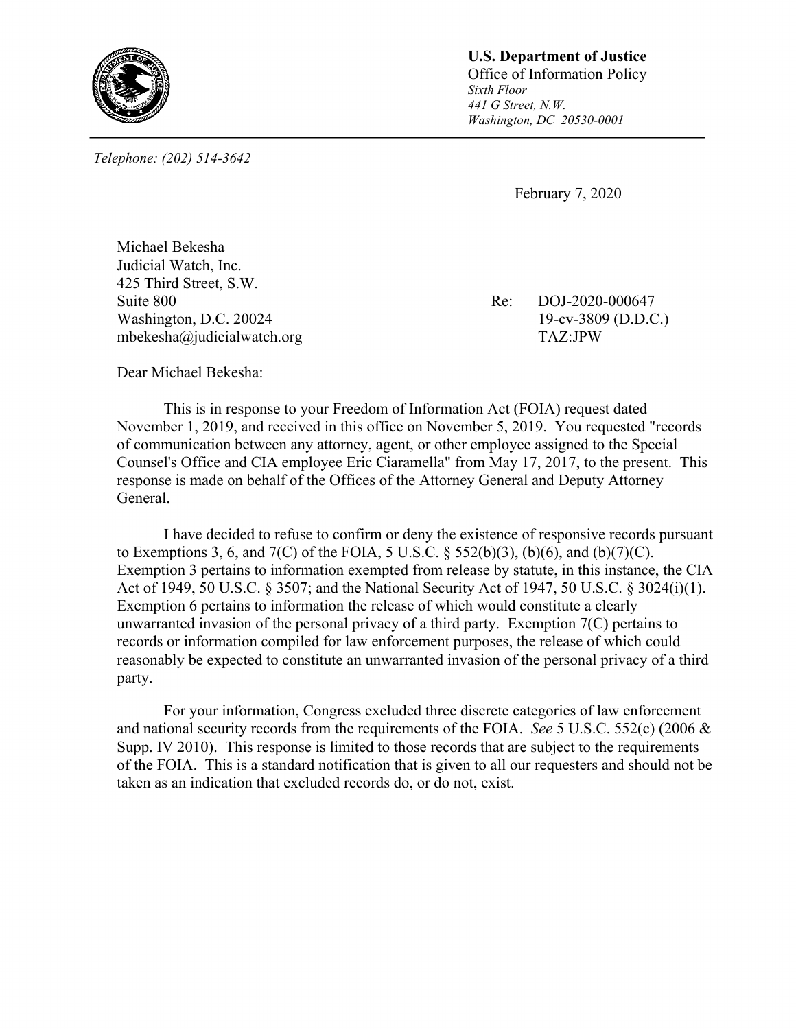**U.S. Department of Justice**
Office of Information Policy
*Sixth Floor*
*441 G Street, N.W.*
*Washington, DC 20530-0001*

*Telephone: (202) 514-3642*

February 7, 2020

Michael Bekesha
Judicial Watch, Inc.
425 Third Street, S.W.
Suite 800
Washington, D.C. 20024
mbekesha@judicialwatch.org

Re: DOJ-2020-000647
19-cv-3809 (D.D.C.)
TAZ:JPW

Dear Michael Bekesha:

This is in response to your Freedom of Information Act (FOIA) request dated November 1, 2019, and received in this office on November 5, 2019. You requested "records of communication between any attorney, agent, or other employee assigned to the Special Counsel's Office and CIA employee Eric Ciaramella" from May 17, 2017, to the present. This response is made on behalf of the Offices of the Attorney General and Deputy Attorney General.

I have decided to refuse to confirm or deny the existence of responsive records pursuant to Exemptions 3, 6, and 7(C) of the FOIA, 5 U.S.C. § 552(b)(3), (b)(6), and (b)(7)(C). Exemption 3 pertains to information exempted from release by statute, in this instance, the CIA Act of 1949, 50 U.S.C. § 3507; and the National Security Act of 1947, 50 U.S.C. § 3024(i)(1). Exemption 6 pertains to information the release of which would constitute a clearly unwarranted invasion of the personal privacy of a third party. Exemption 7(C) pertains to records or information compiled for law enforcement purposes, the release of which could reasonably be expected to constitute an unwarranted invasion of the personal privacy of a third party.

For your information, Congress excluded three discrete categories of law enforcement and national security records from the requirements of the FOIA. *See* 5 U.S.C. 552(c) (2006 & Supp. IV 2010). This response is limited to those records that are subject to the requirements of the FOIA. This is a standard notification that is given to all our requesters and should not be taken as an indication that excluded records do, or do not, exist.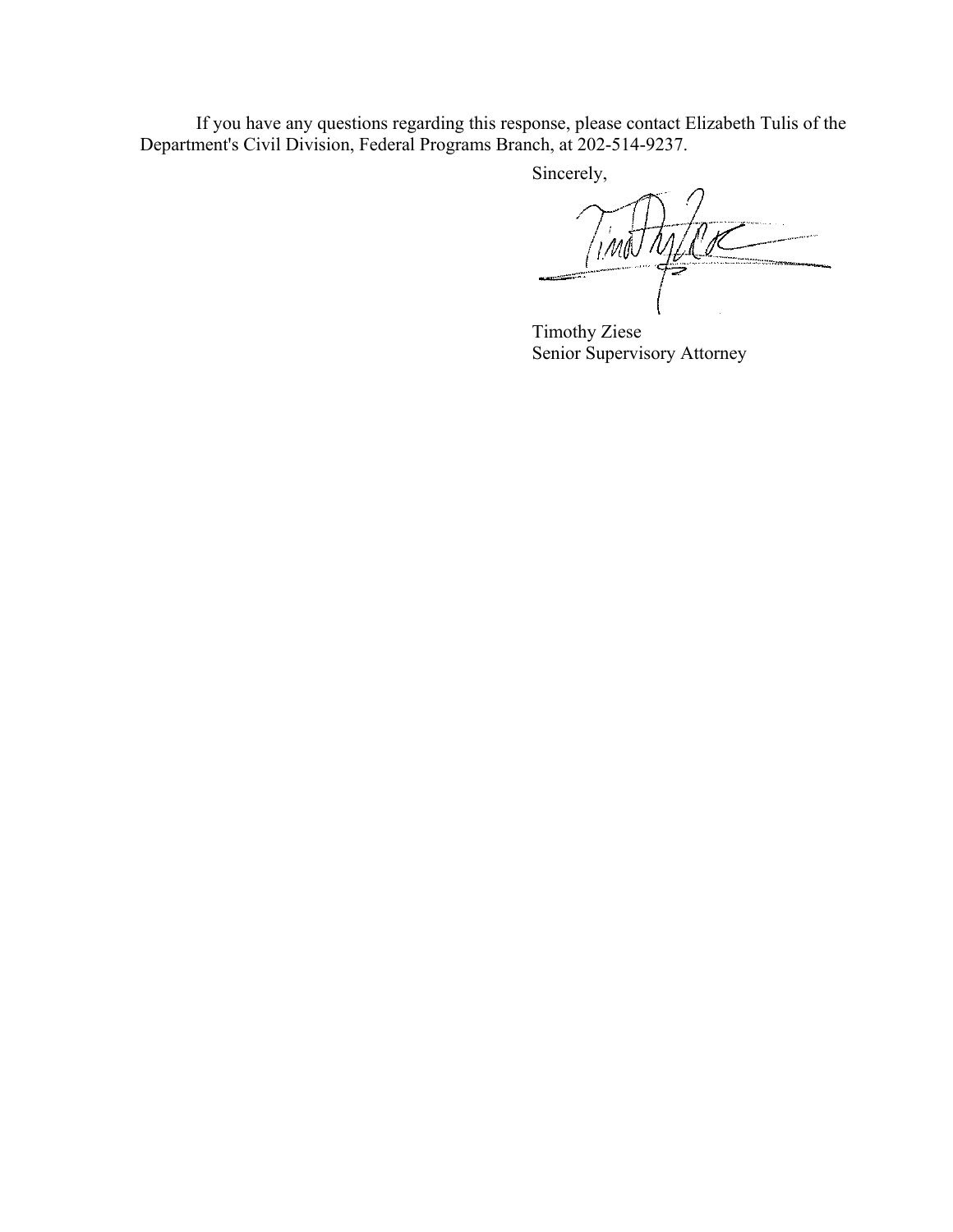If you have any questions regarding this response, please contact Elizabeth Tulis of the Department's Civil Division, Federal Programs Branch, at 202-514-9237.

Sincerely,

Timothy Ziese
Senior Supervisory Attorney